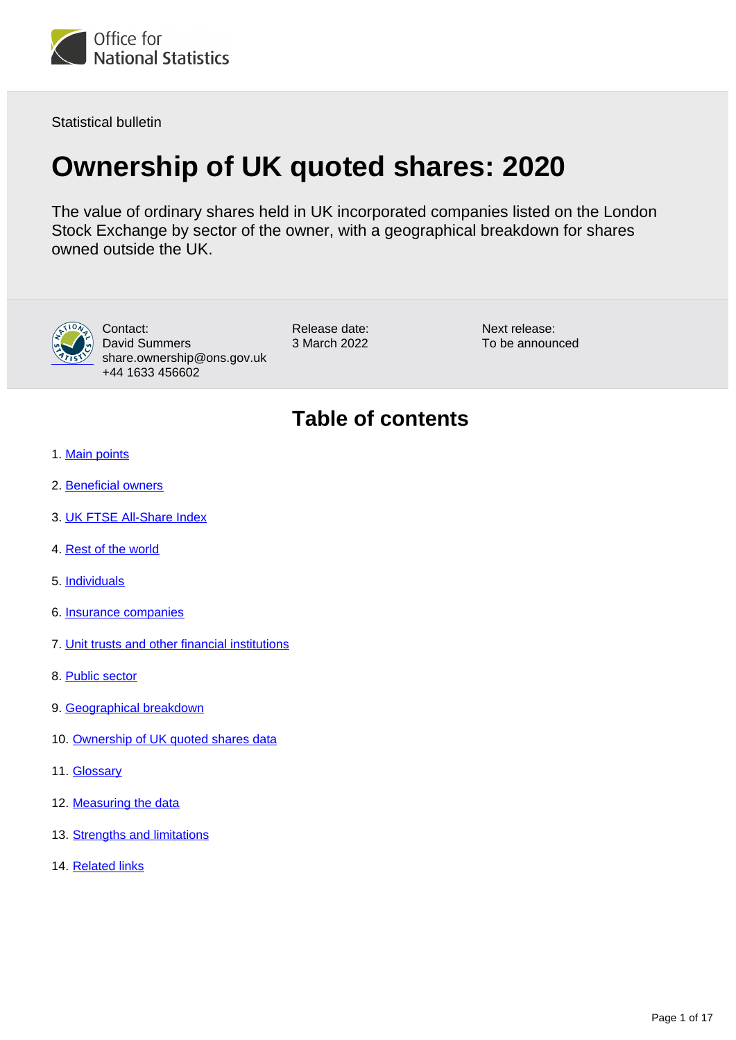Office for National Statistics

Statistical bulletin

# Ownership of UK quoted shares: 2020

The value of ordinary shares held in UK incorporated companies listed on the London Stock Exchange by sector of the owner, with a geographical breakdown for shares owned outside the UK.

Contact:
David Summers
share.ownership@ons.gov.uk
+44 1633 456602

Release date:
3 March 2022

Next release:
To be announced

## Table of contents

1. Main points
2. Beneficial owners
3. UK FTSE All-Share Index
4. Rest of the world
5. Individuals
6. Insurance companies
7. Unit trusts and other financial institutions
8. Public sector
9. Geographical breakdown
10. Ownership of UK quoted shares data
11. Glossary
12. Measuring the data
13. Strengths and limitations
14. Related links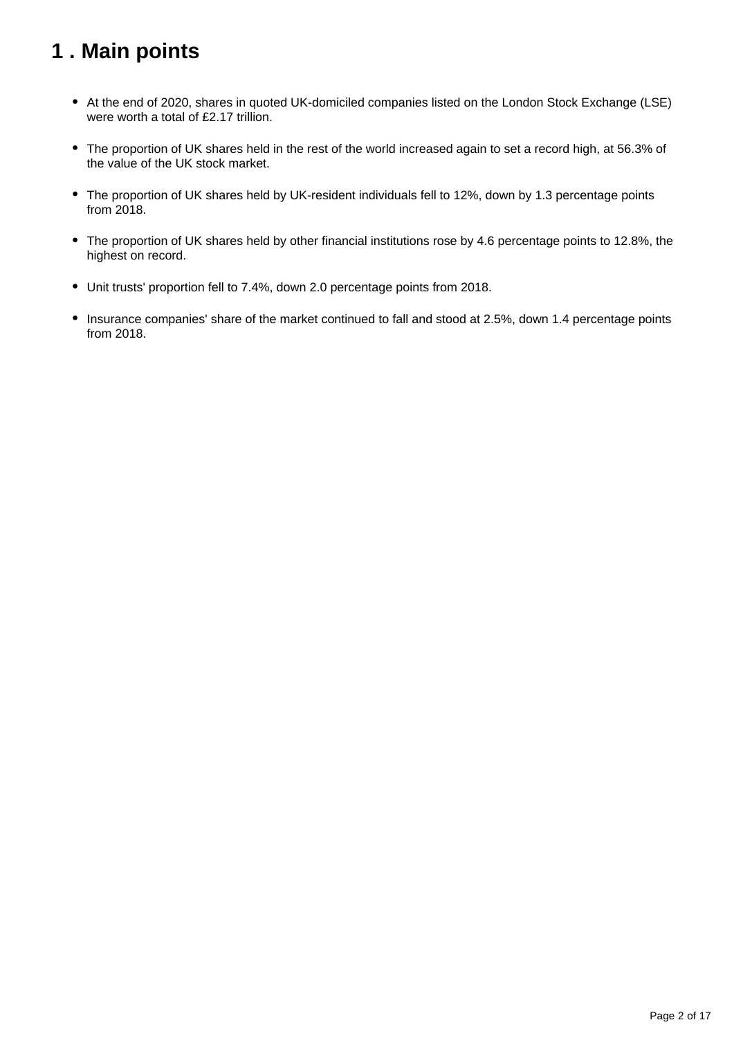# 1 . Main points

- At the end of 2020, shares in quoted UK-domiciled companies listed on the London Stock Exchange (LSE) were worth a total of £2.17 trillion.
- The proportion of UK shares held in the rest of the world increased again to set a record high, at 56.3% of the value of the UK stock market.
- The proportion of UK shares held by UK-resident individuals fell to 12%, down by 1.3 percentage points from 2018.
- The proportion of UK shares held by other financial institutions rose by 4.6 percentage points to 12.8%, the highest on record.
- Unit trusts' proportion fell to 7.4%, down 2.0 percentage points from 2018.
- Insurance companies' share of the market continued to fall and stood at 2.5%, down 1.4 percentage points from 2018.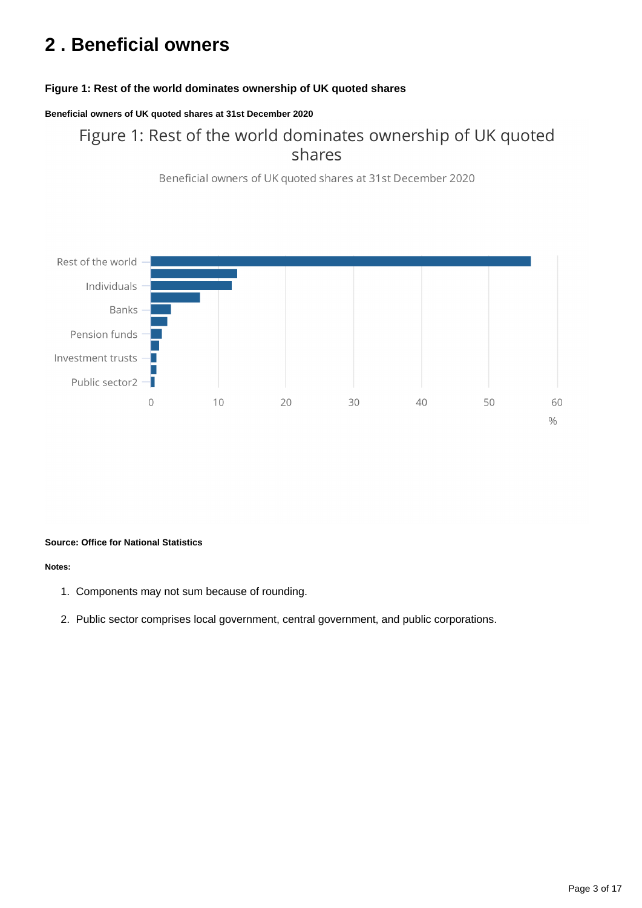## 2 . Beneficial owners

**Figure 1: Rest of the world dominates ownership of UK quoted shares**

**Beneficial owners of UK quoted shares at 31st December 2020**

Figure 1: Rest of the world dominates ownership of UK quoted shares

Beneficial owners of UK quoted shares at 31st December 2020

Rest of the world

Individuals

Banks

Pension funds

Investment trusts

Public sector2

0 10 20 30 40 50 60

%

**Source: Office for National Statistics**

**Notes:**

1. Components may not sum because of rounding.

2. Public sector comprises local government, central government, and public corporations.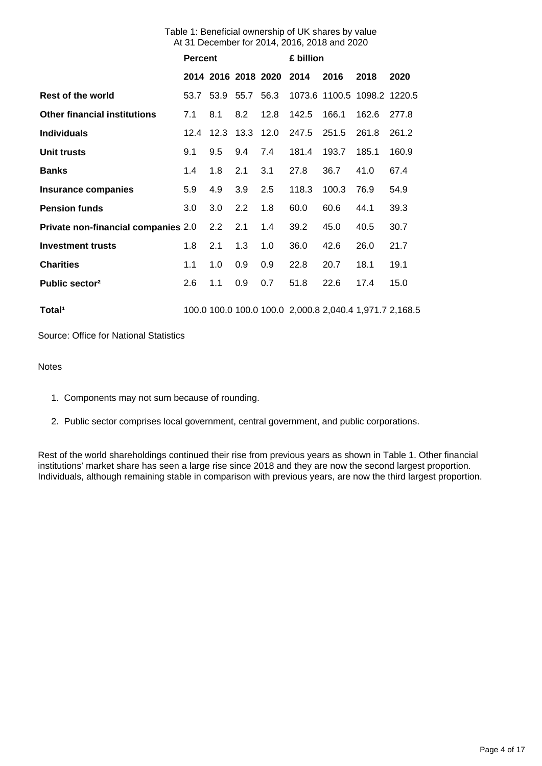Table 1: Beneficial ownership of UK shares by value
At 31 December for 2014, 2016, 2018 and 2020

| | Percent | | | | £ billion | | | |
|---|---|---|---|---|---|---|---|---|
| | 2014 | 2016 | 2018 | 2020 | 2014 | 2016 | 2018 | 2020 |
| **Rest of the world** | 53.7 | 53.9 | 55.7 | 56.3 | 1073.6 | 1100.5 | 1098.2 | 1220.5 |
| **Other financial institutions** | 7.1 | 8.1 | 8.2 | 12.8 | 142.5 | 166.1 | 162.6 | 277.8 |
| **Individuals** | 12.4 | 12.3 | 13.3 | 12.0 | 247.5 | 251.5 | 261.8 | 261.2 |
| **Unit trusts** | 9.1 | 9.5 | 9.4 | 7.4 | 181.4 | 193.7 | 185.1 | 160.9 |
| **Banks** | 1.4 | 1.8 | 2.1 | 3.1 | 27.8 | 36.7 | 41.0 | 67.4 |
| **Insurance companies** | 5.9 | 4.9 | 3.9 | 2.5 | 118.3 | 100.3 | 76.9 | 54.9 |
| **Pension funds** | 3.0 | 3.0 | 2.2 | 1.8 | 60.0 | 60.6 | 44.1 | 39.3 |
| **Private non-financial companies** | 2.0 | 2.2 | 2.1 | 1.4 | 39.2 | 45.0 | 40.5 | 30.7 |
| **Investment trusts** | 1.8 | 2.1 | 1.3 | 1.0 | 36.0 | 42.6 | 26.0 | 21.7 |
| **Charities** | 1.1 | 1.0 | 0.9 | 0.9 | 22.8 | 20.7 | 18.1 | 19.1 |
| **Public sector**[2] | 2.6 | 1.1 | 0.9 | 0.7 | 51.8 | 22.6 | 17.4 | 15.0 |
| **Total**[1] | 100.0 | 100.0 | 100.0 | 100.0 | 2,000.8 | 2,040.4 | 1,971.7 | 2,168.5 |

Source: Office for National Statistics

Notes

1. Components may not sum because of rounding.
2. Public sector comprises local government, central government, and public corporations.

Rest of the world shareholdings continued their rise from previous years as shown in Table 1. Other financial institutions' market share has seen a large rise since 2018 and they are now the second largest proportion. Individuals, although remaining stable in comparison with previous years, are now the third largest proportion.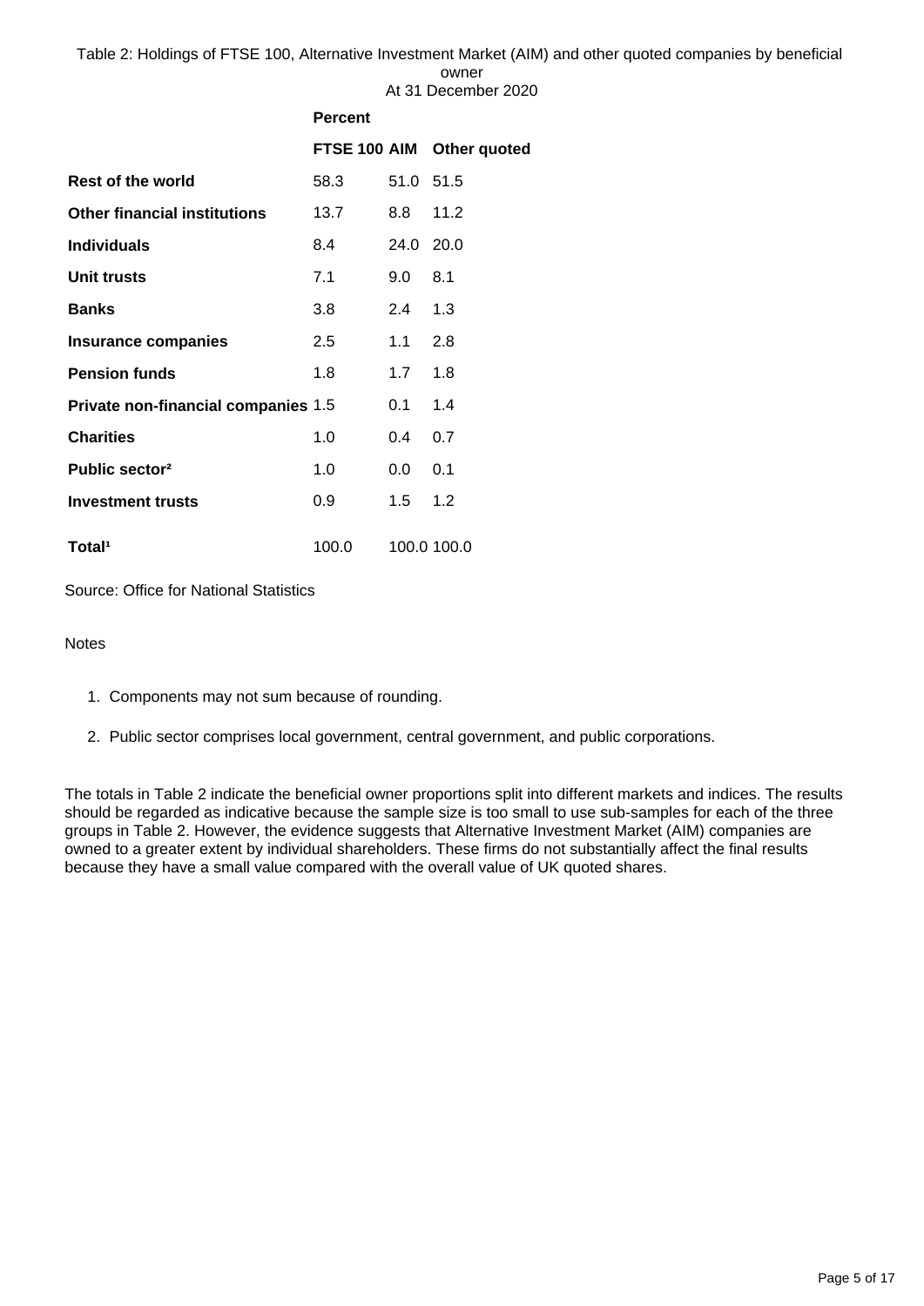Table 2: Holdings of FTSE 100, Alternative Investment Market (AIM) and other quoted companies by beneficial owner
At 31 December 2020

| | Percent | | |
|---|---|---|---|
| | **FTSE 100** | **AIM** | **Other quoted** |
| **Rest of the world** | 58.3 | 51.0 | 51.5 |
| **Other financial institutions** | 13.7 | 8.8 | 11.2 |
| **Individuals** | 8.4 | 24.0 | 20.0 |
| **Unit trusts** | 7.1 | 9.0 | 8.1 |
| **Banks** | 3.8 | 2.4 | 1.3 |
| **Insurance companies** | 2.5 | 1.1 | 2.8 |
| **Pension funds** | 1.8 | 1.7 | 1.8 |
| **Private non-financial companies** | 1.5 | 0.1 | 1.4 |
| **Charities** | 1.0 | 0.4 | 0.7 |
| **Public sector[2]** | 1.0 | 0.0 | 0.1 |
| **Investment trusts** | 0.9 | 1.5 | 1.2 |
| **Total[1]** | 100.0 | 100.0 | 100.0 |

Source: Office for National Statistics

Notes

1. Components may not sum because of rounding.
2. Public sector comprises local government, central government, and public corporations.

The totals in Table 2 indicate the beneficial owner proportions split into different markets and indices. The results should be regarded as indicative because the sample size is too small to use sub-samples for each of the three groups in Table 2. However, the evidence suggests that Alternative Investment Market (AIM) companies are owned to a greater extent by individual shareholders. These firms do not substantially affect the final results because they have a small value compared with the overall value of UK quoted shares.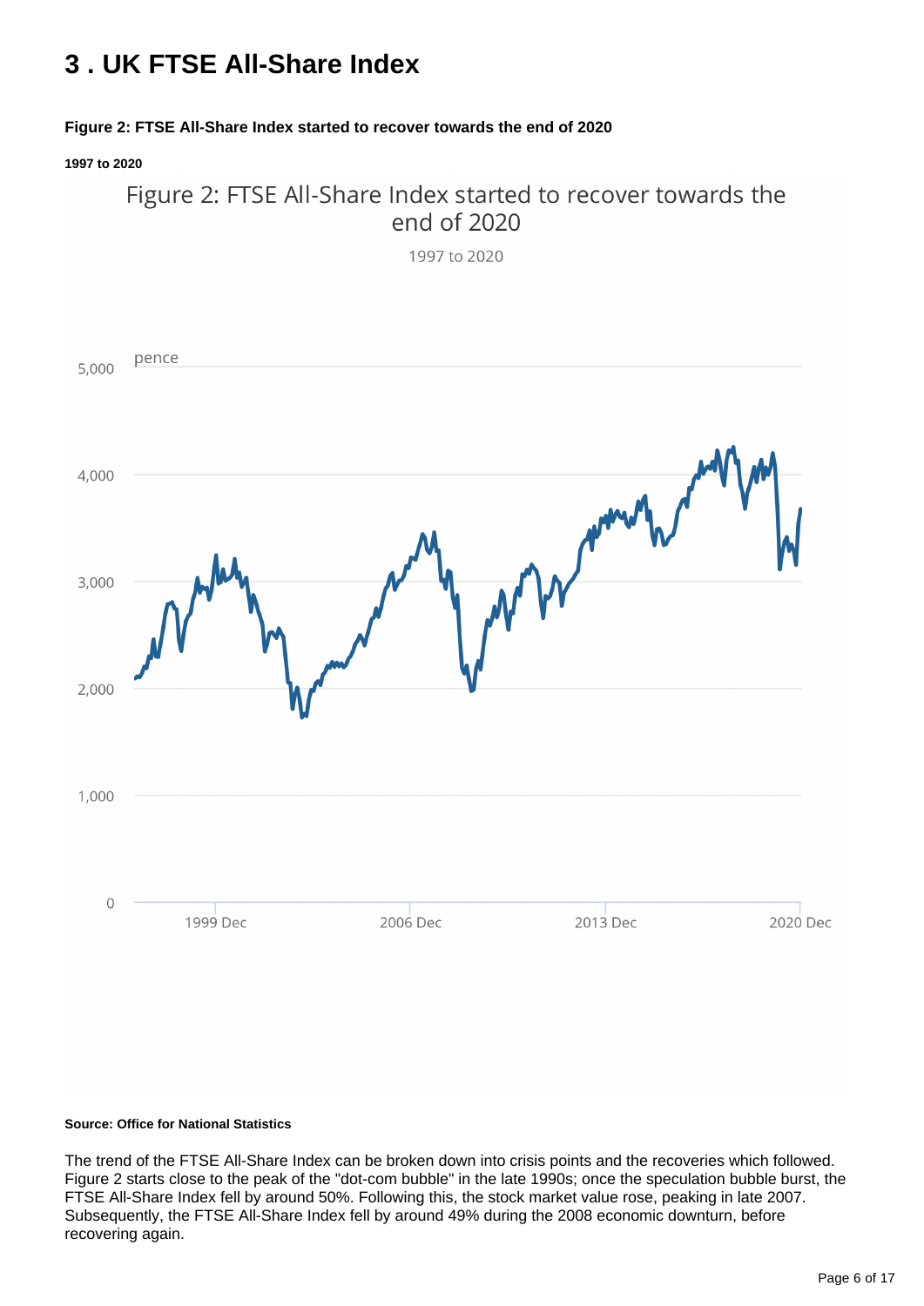## 3 . UK FTSE All-Share Index

**Figure 2: FTSE All-Share Index started to recover towards the end of 2020**

**1997 to 2020**

Figure 2: FTSE All-Share Index started to recover towards the end of 2020

1997 to 2020

**Source: Office for National Statistics**

The trend of the FTSE All-Share Index can be broken down into crisis points and the recoveries which followed. Figure 2 starts close to the peak of the "dot-com bubble" in the late 1990s; once the speculation bubble burst, the FTSE All-Share Index fell by around 50%. Following this, the stock market value rose, peaking in late 2007. Subsequently, the FTSE All-Share Index fell by around 49% during the 2008 economic downturn, before recovering again.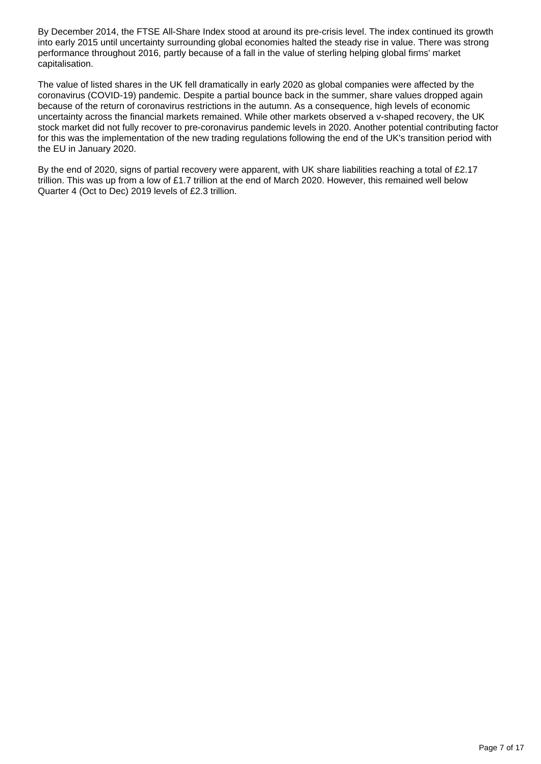By December 2014, the FTSE All-Share Index stood at around its pre-crisis level. The index continued its growth into early 2015 until uncertainty surrounding global economies halted the steady rise in value. There was strong performance throughout 2016, partly because of a fall in the value of sterling helping global firms' market capitalisation.

The value of listed shares in the UK fell dramatically in early 2020 as global companies were affected by the coronavirus (COVID-19) pandemic. Despite a partial bounce back in the summer, share values dropped again because of the return of coronavirus restrictions in the autumn. As a consequence, high levels of economic uncertainty across the financial markets remained. While other markets observed a v-shaped recovery, the UK stock market did not fully recover to pre-coronavirus pandemic levels in 2020. Another potential contributing factor for this was the implementation of the new trading regulations following the end of the UK's transition period with the EU in January 2020.

By the end of 2020, signs of partial recovery were apparent, with UK share liabilities reaching a total of £2.17 trillion. This was up from a low of £1.7 trillion at the end of March 2020. However, this remained well below Quarter 4 (Oct to Dec) 2019 levels of £2.3 trillion.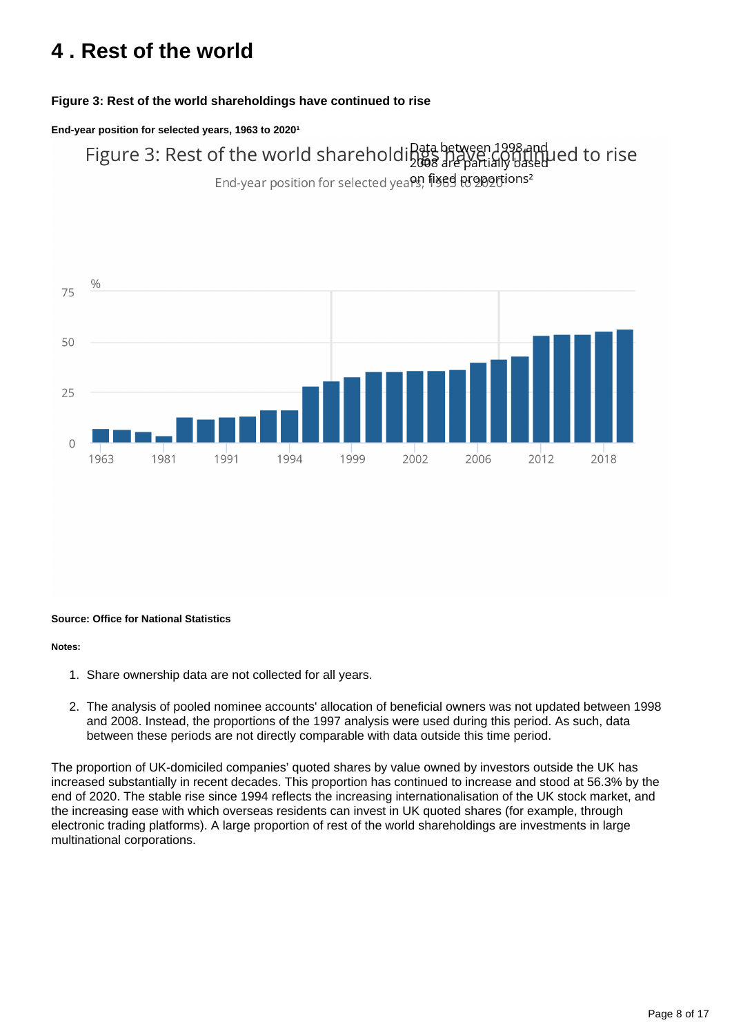## 4 . Rest of the world

**Figure 3: Rest of the world shareholdings have continued to rise**

**End-year position for selected years, 1963 to 2020[1]**

Figure 3: Rest of the world shareholdings have continued to rise

End-year position for selected years, 1963 to 2020[1]

Data between 1998 and 2008 are partially based on fixed proportions[2]

%

75

50

25

0

1963 1981 1991 1994 1999 2002 2006 2012 2018

**Source: Office for National Statistics**

**Notes:**

1. Share ownership data are not collected for all years.
2. The analysis of pooled nominee accounts' allocation of beneficial owners was not updated between 1998 and 2008. Instead, the proportions of the 1997 analysis were used during this period. As such, data between these periods are not directly comparable with data outside this time period.

The proportion of UK-domiciled companies' quoted shares by value owned by investors outside the UK has increased substantially in recent decades. This proportion has continued to increase and stood at 56.3% by the end of 2020. The stable rise since 1994 reflects the increasing internationalisation of the UK stock market, and the increasing ease with which overseas residents can invest in UK quoted shares (for example, through electronic trading platforms). A large proportion of rest of the world shareholdings are investments in large multinational corporations.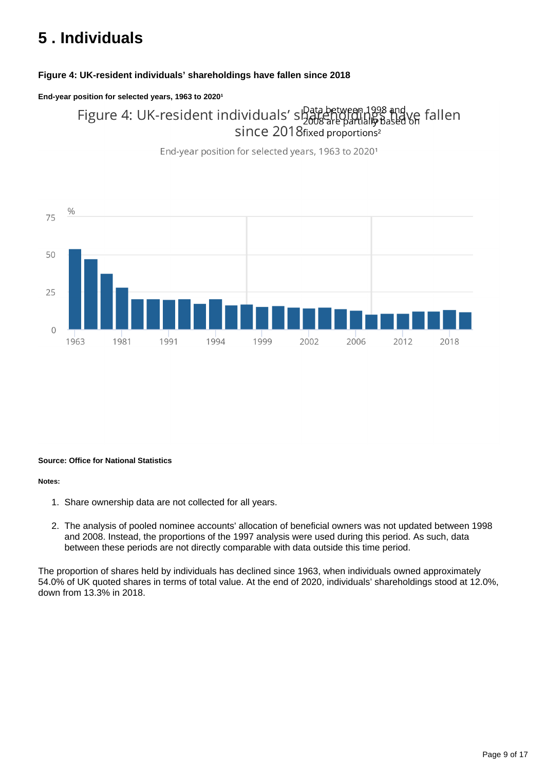## 5 . Individuals

**Figure 4: UK-resident individuals' shareholdings have fallen since 2018**

**End-year position for selected years, 1963 to 2020[1]**

**Source: Office for National Statistics**

**Notes:**

1. Share ownership data are not collected for all years.
2. The analysis of pooled nominee accounts' allocation of beneficial owners was not updated between 1998 and 2008. Instead, the proportions of the 1997 analysis were used during this period. As such, data between these periods are not directly comparable with data outside this time period.

The proportion of shares held by individuals has declined since 1963, when individuals owned approximately 54.0% of UK quoted shares in terms of total value. At the end of 2020, individuals' shareholdings stood at 12.0%, down from 13.3% in 2018.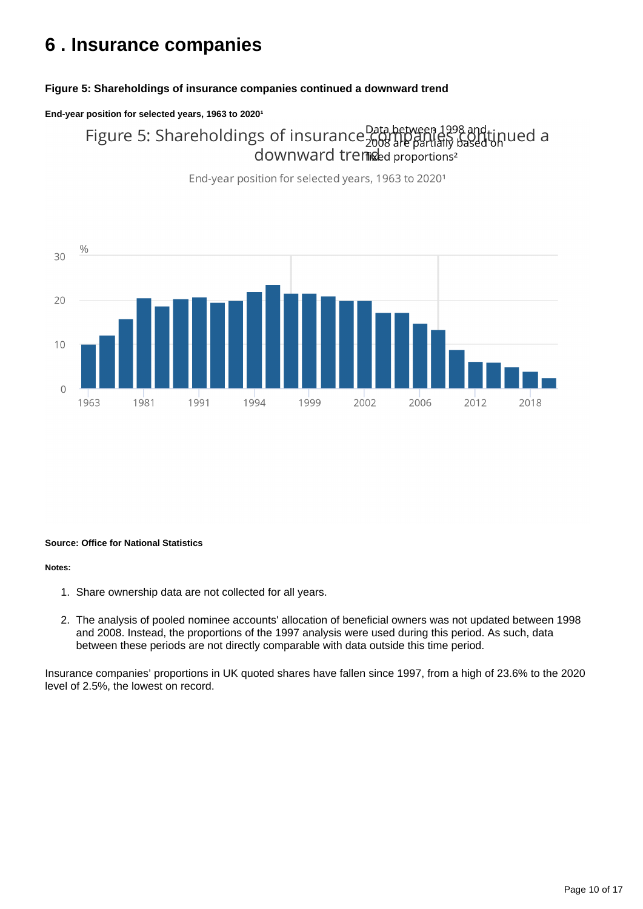# 6 . Insurance companies

**Figure 5: Shareholdings of insurance companies continued a downward trend**

**End-year position for selected years, 1963 to 2020¹**

**Source: Office for National Statistics**

**Notes:**

1. Share ownership data are not collected for all years.
2. The analysis of pooled nominee accounts' allocation of beneficial owners was not updated between 1998 and 2008. Instead, the proportions of the 1997 analysis were used during this period. As such, data between these periods are not directly comparable with data outside this time period.

Insurance companies' proportions in UK quoted shares have fallen since 1997, from a high of 23.6% to the 2020 level of 2.5%, the lowest on record.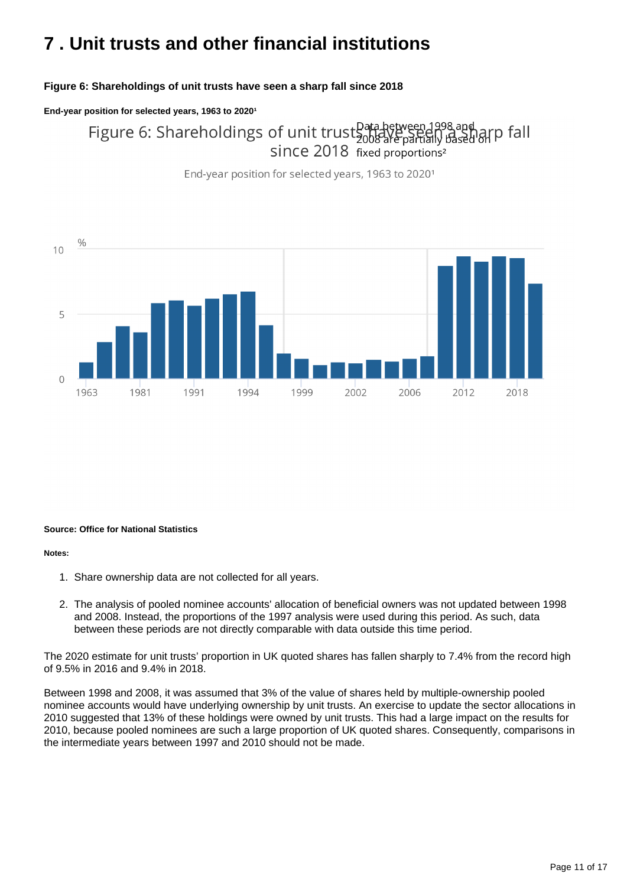# 7 . Unit trusts and other financial institutions

**Figure 6: Shareholdings of unit trusts have seen a sharp fall since 2018**

**End-year position for selected years, 1963 to 2020¹**

Figure 6: Shareholdings of unit trusts have seen a sharp fall since 2018

Data between 1998 and 2008 are partially based on fixed proportions²

End-year position for selected years, 1963 to 2020¹

%

10

5

0

1963 1981 1991 1994 1999 2002 2006 2012 2018

**Source: Office for National Statistics**

**Notes:**

1. Share ownership data are not collected for all years.
2. The analysis of pooled nominee accounts' allocation of beneficial owners was not updated between 1998 and 2008. Instead, the proportions of the 1997 analysis were used during this period. As such, data between these periods are not directly comparable with data outside this time period.

The 2020 estimate for unit trusts' proportion in UK quoted shares has fallen sharply to 7.4% from the record high of 9.5% in 2016 and 9.4% in 2018.

Between 1998 and 2008, it was assumed that 3% of the value of shares held by multiple-ownership pooled nominee accounts would have underlying ownership by unit trusts. An exercise to update the sector allocations in 2010 suggested that 13% of these holdings were owned by unit trusts. This had a large impact on the results for 2010, because pooled nominees are such a large proportion of UK quoted shares. Consequently, comparisons in the intermediate years between 1997 and 2010 should not be made.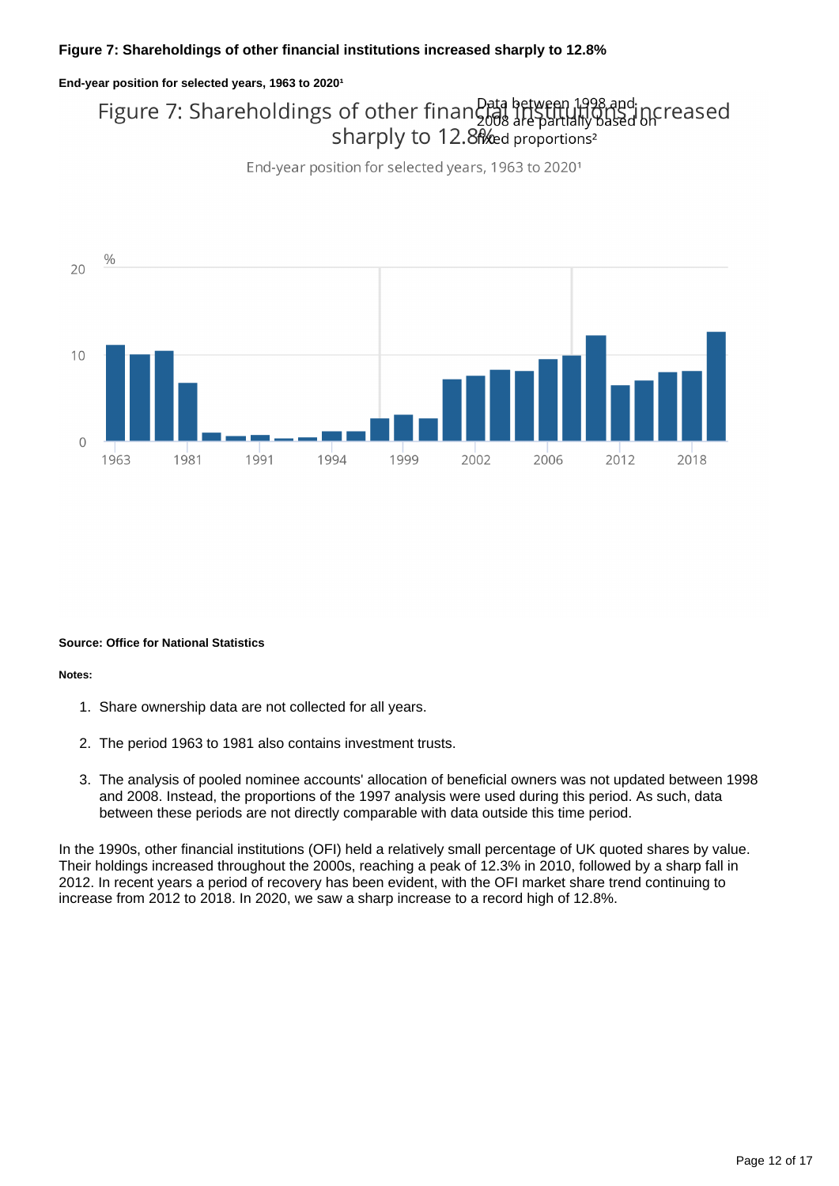### Figure 7: Shareholdings of other financial institutions increased sharply to 12.8%

##### End-year position for selected years, 1963 to 2020[1]

Source: Office for National Statistics

Notes:

1. Share ownership data are not collected for all years.
2. The period 1963 to 1981 also contains investment trusts.
3. The analysis of pooled nominee accounts' allocation of beneficial owners was not updated between 1998 and 2008. Instead, the proportions of the 1997 analysis were used during this period. As such, data between these periods are not directly comparable with data outside this time period.

In the 1990s, other financial institutions (OFI) held a relatively small percentage of UK quoted shares by value. Their holdings increased throughout the 2000s, reaching a peak of 12.3% in 2010, followed by a sharp fall in 2012. In recent years a period of recovery has been evident, with the OFI market share trend continuing to increase from 2012 to 2018. In 2020, we saw a sharp increase to a record high of 12.8%.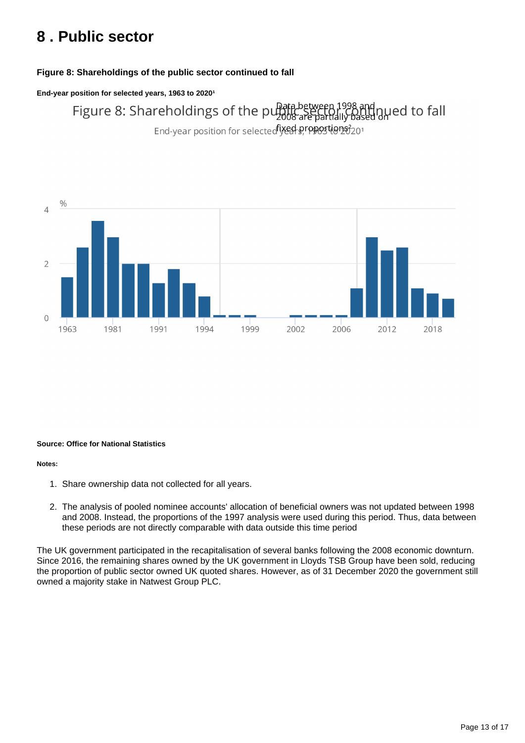# 8 . Public sector

**Figure 8: Shareholdings of the public sector continued to fall**

**End-year position for selected years, 1963 to 2020[1]**

**Source: Office for National Statistics**

**Notes:**

1. Share ownership data not collected for all years.
2. The analysis of pooled nominee accounts' allocation of beneficial owners was not updated between 1998 and 2008. Instead, the proportions of the 1997 analysis were used during this period. Thus, data between these periods are not directly comparable with data outside this time period

The UK government participated in the recapitalisation of several banks following the 2008 economic downturn. Since 2016, the remaining shares owned by the UK government in Lloyds TSB Group have been sold, reducing the proportion of public sector owned UK quoted shares. However, as of 31 December 2020 the government still owned a majority stake in Natwest Group PLC.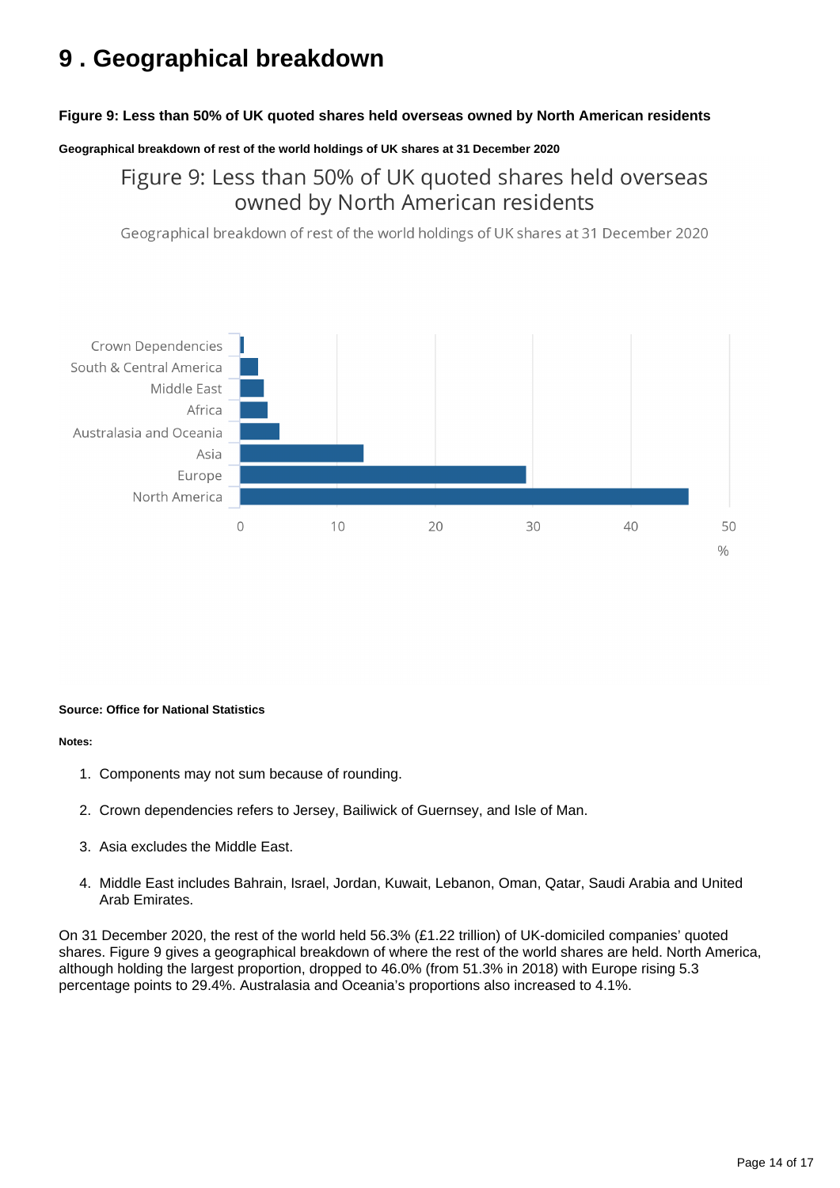# 9 . Geographical breakdown

**Figure 9: Less than 50% of UK quoted shares held overseas owned by North American residents**

**Geographical breakdown of rest of the world holdings of UK shares at 31 December 2020**

Figure 9: Less than 50% of UK quoted shares held overseas owned by North American residents

Geographical breakdown of rest of the world holdings of UK shares at 31 December 2020

Crown Dependencies
South & Central America
Middle East
Africa
Australasia and Oceania
Asia
Europe
North America

0 10 20 30 40 50

%

**Source: Office for National Statistics**

**Notes:**

1. Components may not sum because of rounding.
2. Crown dependencies refers to Jersey, Bailiwick of Guernsey, and Isle of Man.
3. Asia excludes the Middle East.
4. Middle East includes Bahrain, Israel, Jordan, Kuwait, Lebanon, Oman, Qatar, Saudi Arabia and United Arab Emirates.

On 31 December 2020, the rest of the world held 56.3% (£1.22 trillion) of UK-domiciled companies' quoted shares. Figure 9 gives a geographical breakdown of where the rest of the world shares are held. North America, although holding the largest proportion, dropped to 46.0% (from 51.3% in 2018) with Europe rising 5.3 percentage points to 29.4%. Australasia and Oceania's proportions also increased to 4.1%.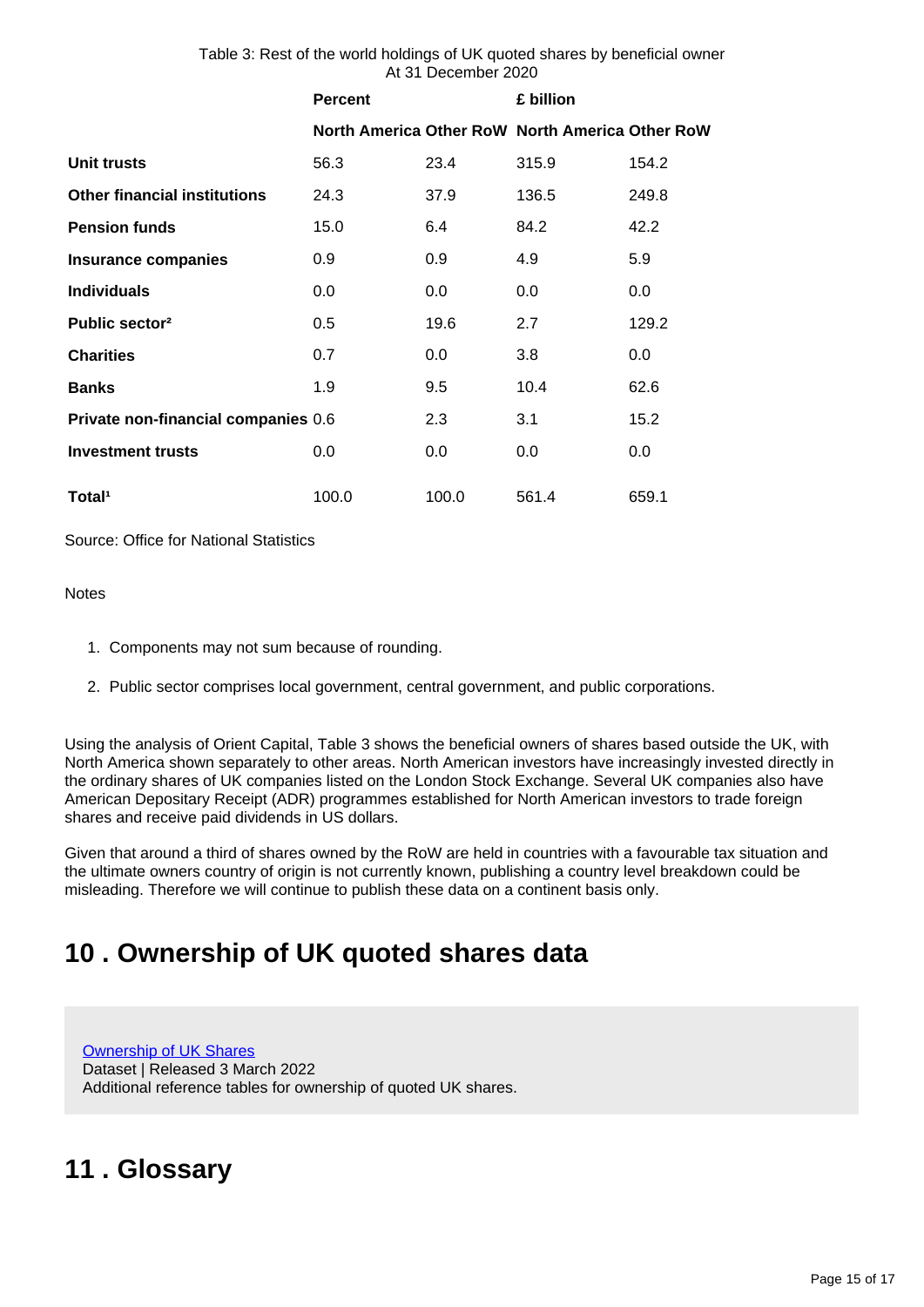Table 3: Rest of the world holdings of UK quoted shares by beneficial owner
At 31 December 2020

| | Percent | | £ billion | |
|---|---|---|---|---|
| | North America | Other RoW | North America | Other RoW |
| **Unit trusts** | 56.3 | 23.4 | 315.9 | 154.2 |
| **Other financial institutions** | 24.3 | 37.9 | 136.5 | 249.8 |
| **Pension funds** | 15.0 | 6.4 | 84.2 | 42.2 |
| **Insurance companies** | 0.9 | 0.9 | 4.9 | 5.9 |
| **Individuals** | 0.0 | 0.0 | 0.0 | 0.0 |
| **Public sector[2]** | 0.5 | 19.6 | 2.7 | 129.2 |
| **Charities** | 0.7 | 0.0 | 3.8 | 0.0 |
| **Banks** | 1.9 | 9.5 | 10.4 | 62.6 |
| **Private non-financial companies** | 0.6 | 2.3 | 3.1 | 15.2 |
| **Investment trusts** | 0.0 | 0.0 | 0.0 | 0.0 |
| **Total[1]** | 100.0 | 100.0 | 561.4 | 659.1 |

Source: Office for National Statistics

Notes

1. Components may not sum because of rounding.
2. Public sector comprises local government, central government, and public corporations.

Using the analysis of Orient Capital, Table 3 shows the beneficial owners of shares based outside the UK, with North America shown separately to other areas. North American investors have increasingly invested directly in the ordinary shares of UK companies listed on the London Stock Exchange. Several UK companies also have American Depositary Receipt (ADR) programmes established for North American investors to trade foreign shares and receive paid dividends in US dollars.

Given that around a third of shares owned by the RoW are held in countries with a favourable tax situation and the ultimate owners country of origin is not currently known, publishing a country level breakdown could be misleading. Therefore we will continue to publish these data on a continent basis only.

# 10 . Ownership of UK quoted shares data

Ownership of UK Shares
Dataset | Released 3 March 2022
Additional reference tables for ownership of quoted UK shares.

# 11 . Glossary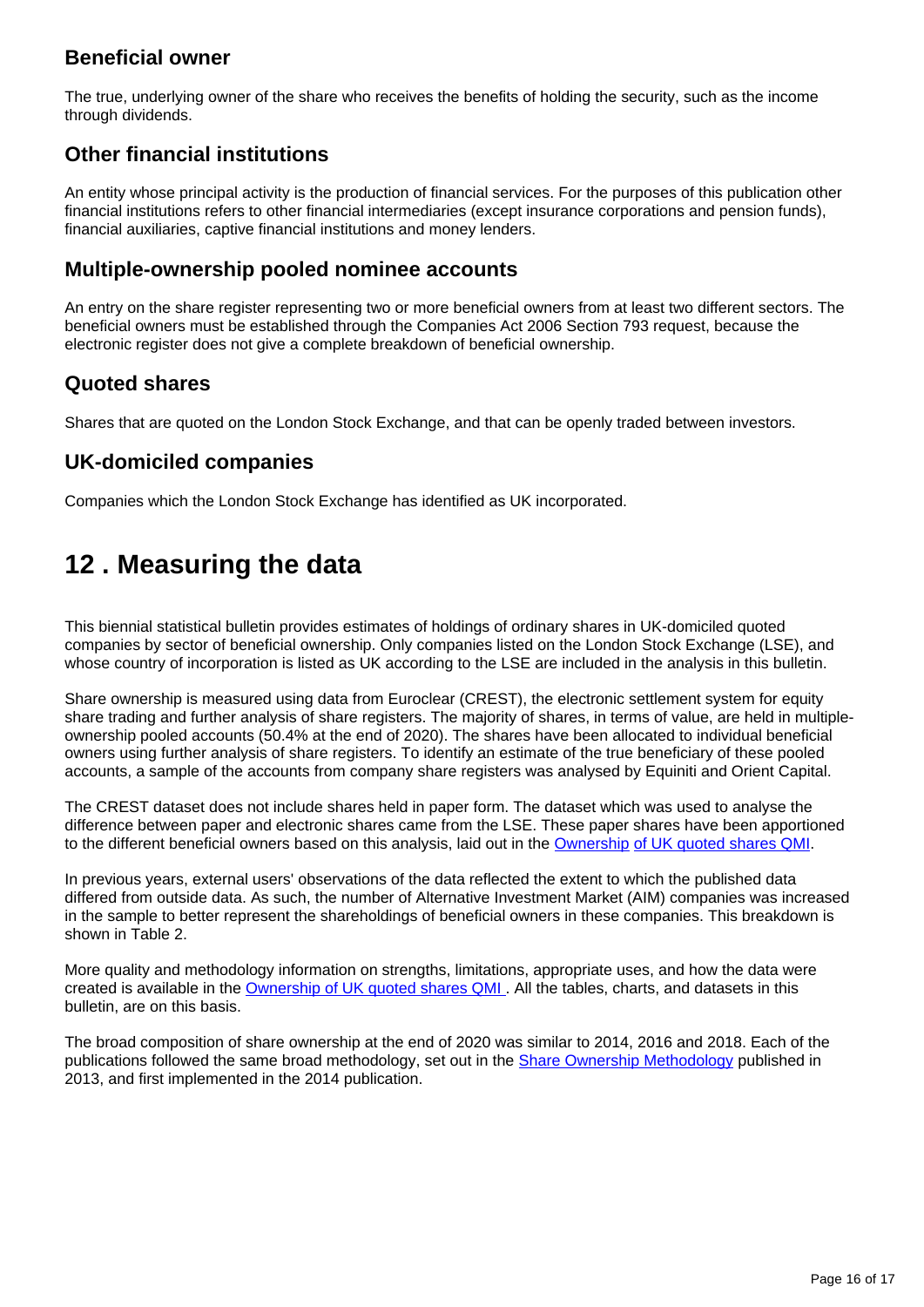### Beneficial owner

The true, underlying owner of the share who receives the benefits of holding the security, such as the income through dividends.

### Other financial institutions

An entity whose principal activity is the production of financial services. For the purposes of this publication other financial institutions refers to other financial intermediaries (except insurance corporations and pension funds), financial auxiliaries, captive financial institutions and money lenders.

### Multiple-ownership pooled nominee accounts

An entry on the share register representing two or more beneficial owners from at least two different sectors. The beneficial owners must be established through the Companies Act 2006 Section 793 request, because the electronic register does not give a complete breakdown of beneficial ownership.

### Quoted shares

Shares that are quoted on the London Stock Exchange, and that can be openly traded between investors.

### UK-domiciled companies

Companies which the London Stock Exchange has identified as UK incorporated.

# 12 . Measuring the data

This biennial statistical bulletin provides estimates of holdings of ordinary shares in UK-domiciled quoted companies by sector of beneficial ownership. Only companies listed on the London Stock Exchange (LSE), and whose country of incorporation is listed as UK according to the LSE are included in the analysis in this bulletin.

Share ownership is measured using data from Euroclear (CREST), the electronic settlement system for equity share trading and further analysis of share registers. The majority of shares, in terms of value, are held in multiple-ownership pooled accounts (50.4% at the end of 2020). The shares have been allocated to individual beneficial owners using further analysis of share registers. To identify an estimate of the true beneficiary of these pooled accounts, a sample of the accounts from company share registers was analysed by Equiniti and Orient Capital.

The CREST dataset does not include shares held in paper form. The dataset which was used to analyse the difference between paper and electronic shares came from the LSE. These paper shares have been apportioned to the different beneficial owners based on this analysis, laid out in the Ownership of UK quoted shares QMI.

In previous years, external users' observations of the data reflected the extent to which the published data differed from outside data. As such, the number of Alternative Investment Market (AIM) companies was increased in the sample to better represent the shareholdings of beneficial owners in these companies. This breakdown is shown in Table 2.

More quality and methodology information on strengths, limitations, appropriate uses, and how the data were created is available in the Ownership of UK quoted shares QMI . All the tables, charts, and datasets in this bulletin, are on this basis.

The broad composition of share ownership at the end of 2020 was similar to 2014, 2016 and 2018. Each of the publications followed the same broad methodology, set out in the Share Ownership Methodology published in 2013, and first implemented in the 2014 publication.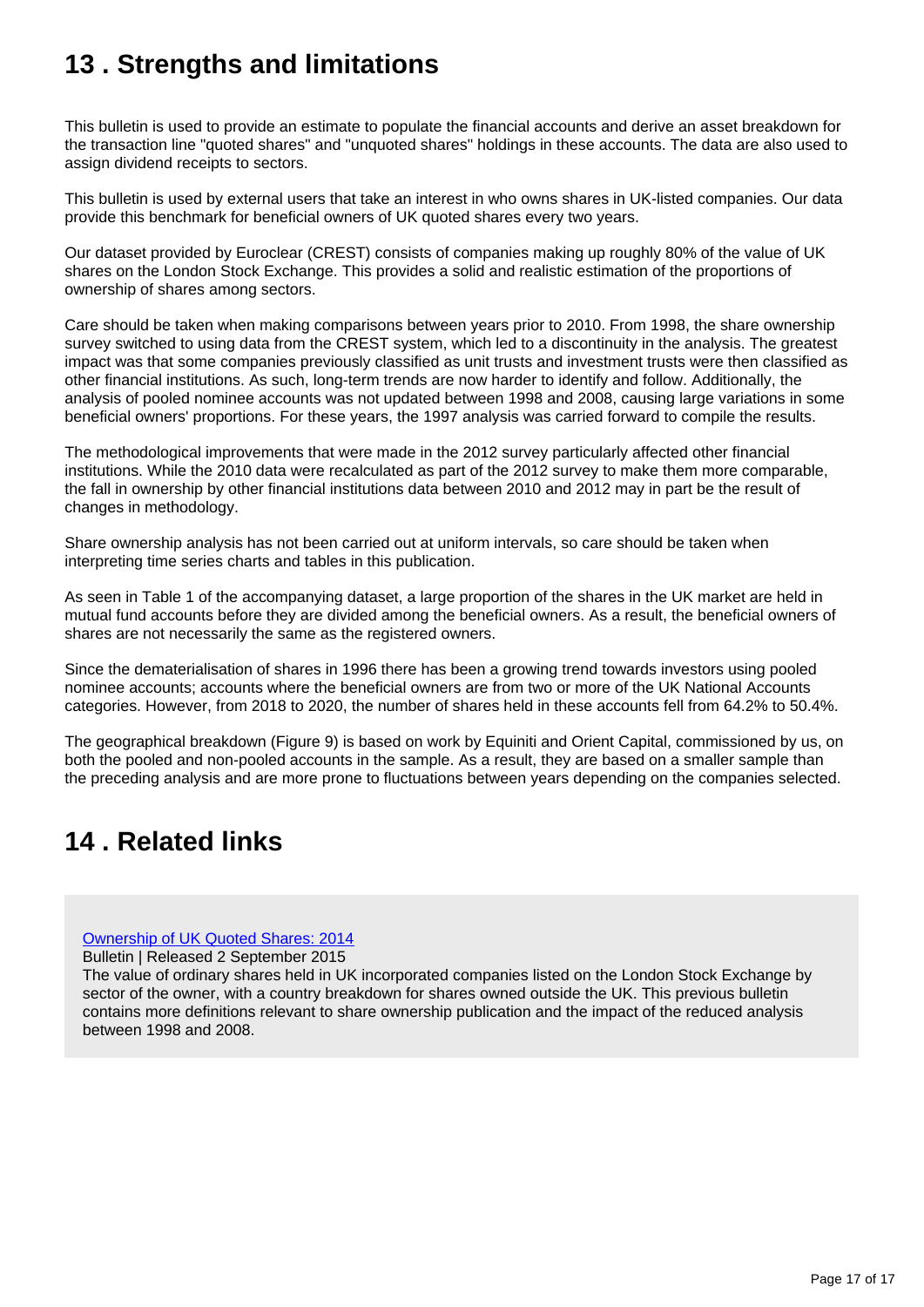## 13 . Strengths and limitations

This bulletin is used to provide an estimate to populate the financial accounts and derive an asset breakdown for the transaction line "quoted shares" and "unquoted shares" holdings in these accounts. The data are also used to assign dividend receipts to sectors.

This bulletin is used by external users that take an interest in who owns shares in UK-listed companies. Our data provide this benchmark for beneficial owners of UK quoted shares every two years.

Our dataset provided by Euroclear (CREST) consists of companies making up roughly 80% of the value of UK shares on the London Stock Exchange. This provides a solid and realistic estimation of the proportions of ownership of shares among sectors.

Care should be taken when making comparisons between years prior to 2010. From 1998, the share ownership survey switched to using data from the CREST system, which led to a discontinuity in the analysis. The greatest impact was that some companies previously classified as unit trusts and investment trusts were then classified as other financial institutions. As such, long-term trends are now harder to identify and follow. Additionally, the analysis of pooled nominee accounts was not updated between 1998 and 2008, causing large variations in some beneficial owners' proportions. For these years, the 1997 analysis was carried forward to compile the results.

The methodological improvements that were made in the 2012 survey particularly affected other financial institutions. While the 2010 data were recalculated as part of the 2012 survey to make them more comparable, the fall in ownership by other financial institutions data between 2010 and 2012 may in part be the result of changes in methodology.

Share ownership analysis has not been carried out at uniform intervals, so care should be taken when interpreting time series charts and tables in this publication.

As seen in Table 1 of the accompanying dataset, a large proportion of the shares in the UK market are held in mutual fund accounts before they are divided among the beneficial owners. As a result, the beneficial owners of shares are not necessarily the same as the registered owners.

Since the dematerialisation of shares in 1996 there has been a growing trend towards investors using pooled nominee accounts; accounts where the beneficial owners are from two or more of the UK National Accounts categories. However, from 2018 to 2020, the number of shares held in these accounts fell from 64.2% to 50.4%.

The geographical breakdown (Figure 9) is based on work by Equiniti and Orient Capital, commissioned by us, on both the pooled and non-pooled accounts in the sample. As a result, they are based on a smaller sample than the preceding analysis and are more prone to fluctuations between years depending on the companies selected.

## 14 . Related links

[Ownership of UK Quoted Shares: 2014](#)
Bulletin | Released 2 September 2015
The value of ordinary shares held in UK incorporated companies listed on the London Stock Exchange by sector of the owner, with a country breakdown for shares owned outside the UK. This previous bulletin contains more definitions relevant to share ownership publication and the impact of the reduced analysis between 1998 and 2008.